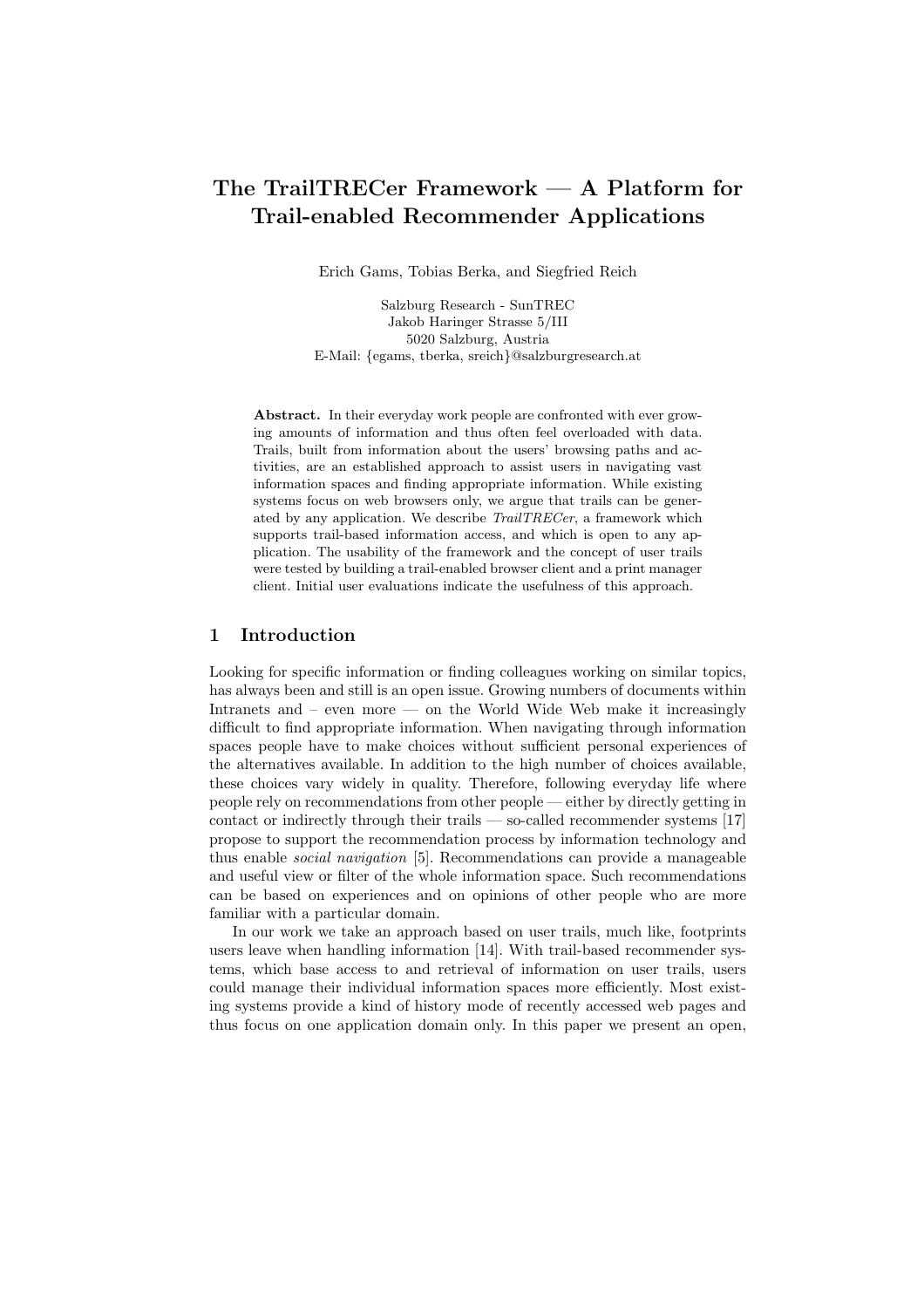# The TrailTRECer Framework — A Platform for Trail-enabled Recommender Applications

Erich Gams, Tobias Berka, and Siegfried Reich

Salzburg Research - SunTREC
Jakob Haringer Strasse 5/III
5020 Salzburg, Austria
E-Mail: {egams, tberka, sreich}@salzburgresearch.at

**Abstract.** In their everyday work people are confronted with ever growing amounts of information and thus often feel overloaded with data. Trails, built from information about the users' browsing paths and activities, are an established approach to assist users in navigating vast information spaces and finding appropriate information. While existing systems focus on web browsers only, we argue that trails can be generated by any application. We describe *TrailTRECer*, a framework which supports trail-based information access, and which is open to any application. The usability of the framework and the concept of user trails were tested by building a trail-enabled browser client and a print manager client. Initial user evaluations indicate the usefulness of this approach.

## 1 Introduction

Looking for specific information or finding colleagues working on similar topics, has always been and still is an open issue. Growing numbers of documents within Intranets and – even more — on the World Wide Web make it increasingly difficult to find appropriate information. When navigating through information spaces people have to make choices without sufficient personal experiences of the alternatives available. In addition to the high number of choices available, these choices vary widely in quality. Therefore, following everyday life where people rely on recommendations from other people — either by directly getting in contact or indirectly through their trails — so-called recommender systems [17] propose to support the recommendation process by information technology and thus enable *social navigation* [5]. Recommendations can provide a manageable and useful view or filter of the whole information space. Such recommendations can be based on experiences and on opinions of other people who are more familiar with a particular domain.

In our work we take an approach based on user trails, much like, footprints users leave when handling information [14]. With trail-based recommender systems, which base access to and retrieval of information on user trails, users could manage their individual information spaces more efficiently. Most existing systems provide a kind of history mode of recently accessed web pages and thus focus on one application domain only. In this paper we present an open,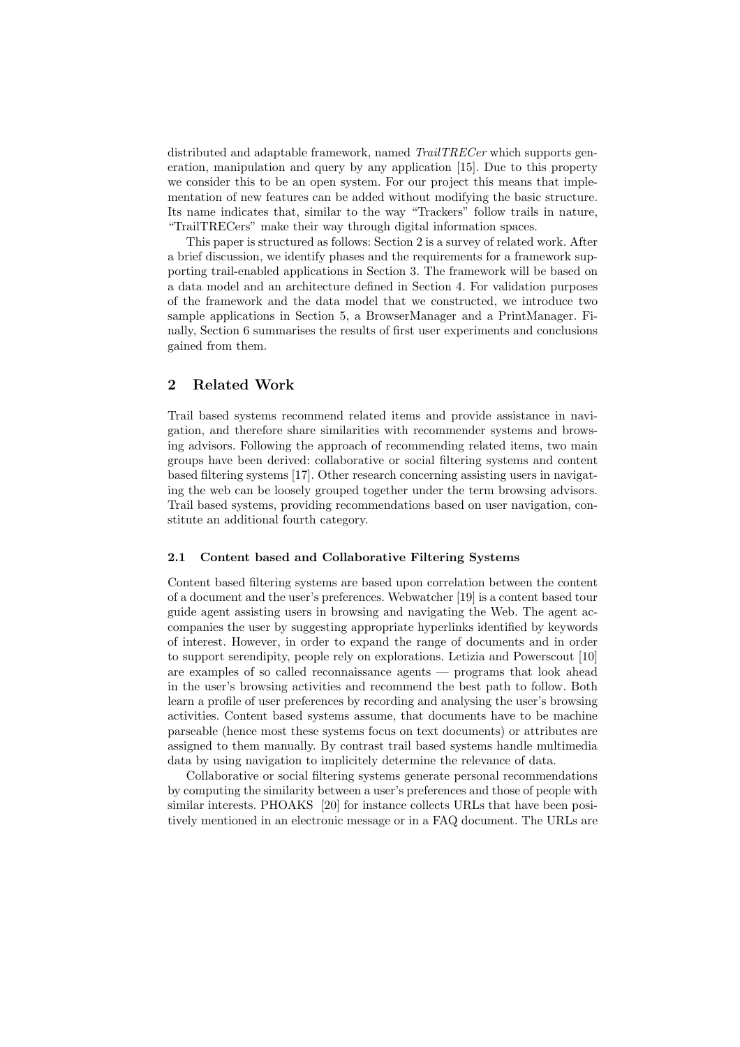distributed and adaptable framework, named *TrailTRECer* which supports generation, manipulation and query by any application [15]. Due to this property we consider this to be an open system. For our project this means that implementation of new features can be added without modifying the basic structure. Its name indicates that, similar to the way "Trackers" follow trails in nature, "TrailTRECers" make their way through digital information spaces.

This paper is structured as follows: Section 2 is a survey of related work. After a brief discussion, we identify phases and the requirements for a framework supporting trail-enabled applications in Section 3. The framework will be based on a data model and an architecture defined in Section 4. For validation purposes of the framework and the data model that we constructed, we introduce two sample applications in Section 5, a BrowserManager and a PrintManager. Finally, Section 6 summarises the results of first user experiments and conclusions gained from them.

## 2 Related Work

Trail based systems recommend related items and provide assistance in navigation, and therefore share similarities with recommender systems and browsing advisors. Following the approach of recommending related items, two main groups have been derived: collaborative or social filtering systems and content based filtering systems [17]. Other research concerning assisting users in navigating the web can be loosely grouped together under the term browsing advisors. Trail based systems, providing recommendations based on user navigation, constitute an additional fourth category.

### 2.1 Content based and Collaborative Filtering Systems

Content based filtering systems are based upon correlation between the content of a document and the user's preferences. Webwatcher [19] is a content based tour guide agent assisting users in browsing and navigating the Web. The agent accompanies the user by suggesting appropriate hyperlinks identified by keywords of interest. However, in order to expand the range of documents and in order to support serendipity, people rely on explorations. Letizia and Powerscout [10] are examples of so called reconnaissance agents — programs that look ahead in the user's browsing activities and recommend the best path to follow. Both learn a profile of user preferences by recording and analysing the user's browsing activities. Content based systems assume, that documents have to be machine parseable (hence most these systems focus on text documents) or attributes are assigned to them manually. By contrast trail based systems handle multimedia data by using navigation to implicitely determine the relevance of data.

Collaborative or social filtering systems generate personal recommendations by computing the similarity between a user's preferences and those of people with similar interests. PHOAKS [20] for instance collects URLs that have been positively mentioned in an electronic message or in a FAQ document. The URLs are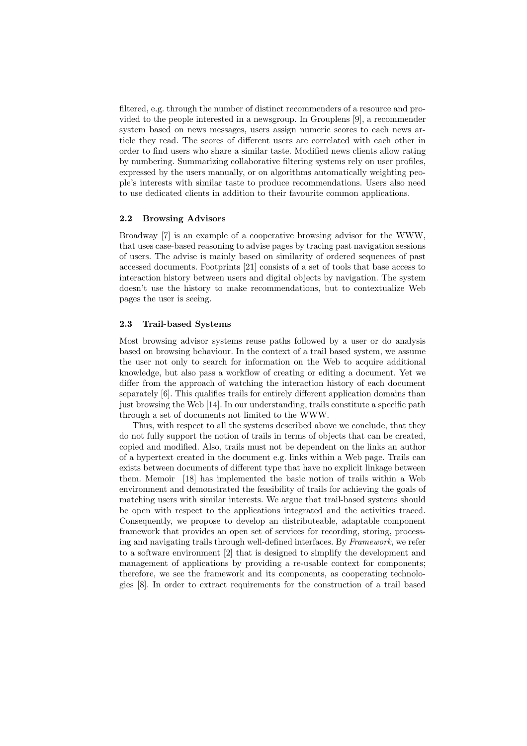filtered, e.g. through the number of distinct recommenders of a resource and provided to the people interested in a newsgroup. In Grouplens [9], a recommender system based on news messages, users assign numeric scores to each news article they read. The scores of different users are correlated with each other in order to find users who share a similar taste. Modified news clients allow rating by numbering. Summarizing collaborative filtering systems rely on user profiles, expressed by the users manually, or on algorithms automatically weighting people's interests with similar taste to produce recommendations. Users also need to use dedicated clients in addition to their favourite common applications.

### 2.2 Browsing Advisors

Broadway [7] is an example of a cooperative browsing advisor for the WWW, that uses case-based reasoning to advise pages by tracing past navigation sessions of users. The advise is mainly based on similarity of ordered sequences of past accessed documents. Footprints [21] consists of a set of tools that base access to interaction history between users and digital objects by navigation. The system doesn't use the history to make recommendations, but to contextualize Web pages the user is seeing.

### 2.3 Trail-based Systems

Most browsing advisor systems reuse paths followed by a user or do analysis based on browsing behaviour. In the context of a trail based system, we assume the user not only to search for information on the Web to acquire additional knowledge, but also pass a workflow of creating or editing a document. Yet we differ from the approach of watching the interaction history of each document separately [6]. This qualifies trails for entirely different application domains than just browsing the Web [14]. In our understanding, trails constitute a specific path through a set of documents not limited to the WWW.

Thus, with respect to all the systems described above we conclude, that they do not fully support the notion of trails in terms of objects that can be created, copied and modified. Also, trails must not be dependent on the links an author of a hypertext created in the document e.g. links within a Web page. Trails can exists between documents of different type that have no explicit linkage between them. Memoir [18] has implemented the basic notion of trails within a Web environment and demonstrated the feasibility of trails for achieving the goals of matching users with similar interests. We argue that trail-based systems should be open with respect to the applications integrated and the activities traced. Consequently, we propose to develop an distributeable, adaptable component framework that provides an open set of services for recording, storing, processing and navigating trails through well-defined interfaces. By *Framework*, we refer to a software environment [2] that is designed to simplify the development and management of applications by providing a re-usable context for components; therefore, we see the framework and its components, as cooperating technologies [8]. In order to extract requirements for the construction of a trail based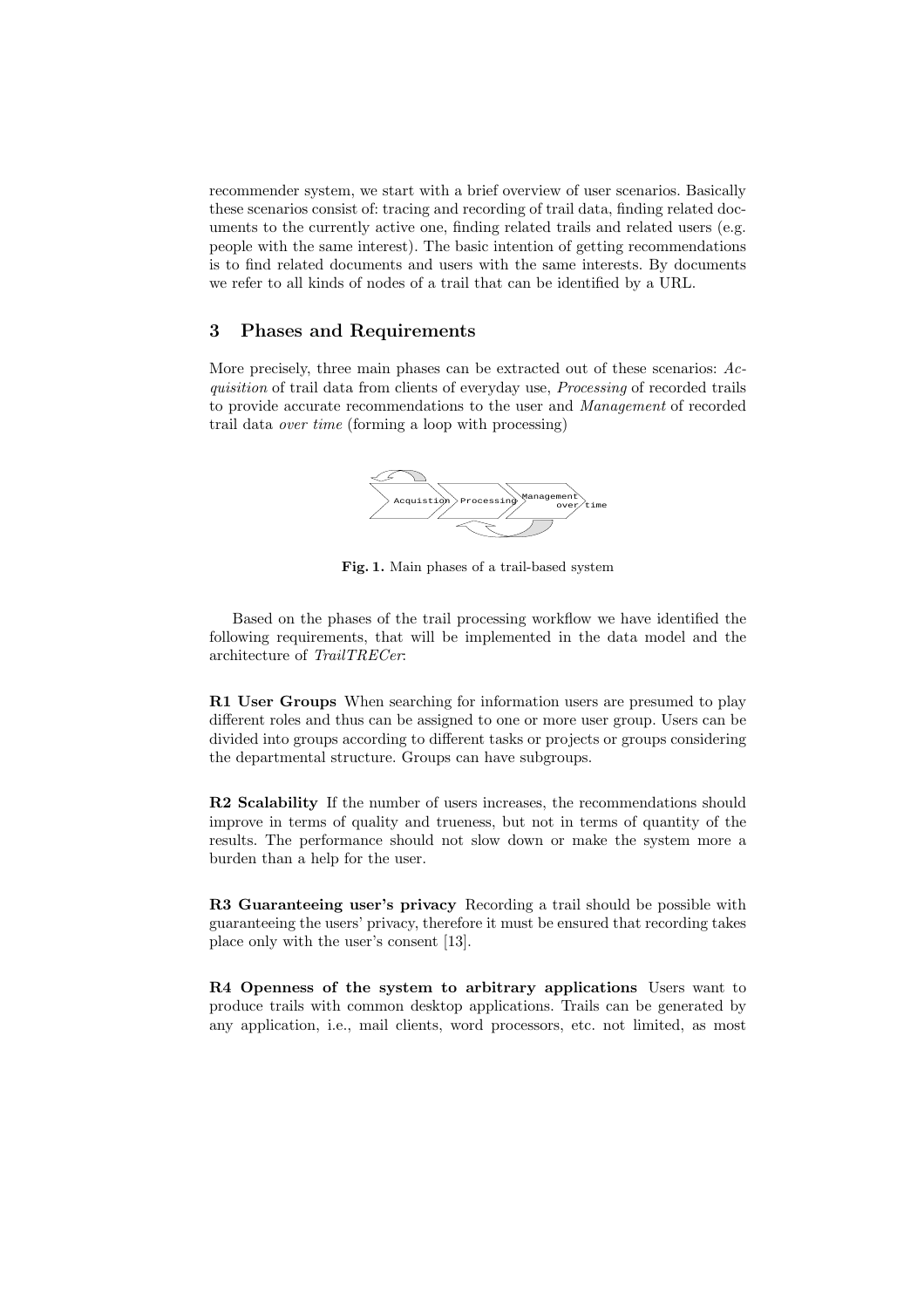recommender system, we start with a brief overview of user scenarios. Basically these scenarios consist of: tracing and recording of trail data, finding related documents to the currently active one, finding related trails and related users (e.g. people with the same interest). The basic intention of getting recommendations is to find related documents and users with the same interests. By documents we refer to all kinds of nodes of a trail that can be identified by a URL.

## 3 Phases and Requirements

More precisely, three main phases can be extracted out of these scenarios: *Acquisition* of trail data from clients of everyday use, *Processing* of recorded trails to provide accurate recommendations to the user and *Management* of recorded trail data *over time* (forming a loop with processing)

**Fig. 1.** Main phases of a trail-based system

Based on the phases of the trail processing workflow we have identified the following requirements, that will be implemented in the data model and the architecture of *TrailTRECer*:

**R1 User Groups** When searching for information users are presumed to play different roles and thus can be assigned to one or more user group. Users can be divided into groups according to different tasks or projects or groups considering the departmental structure. Groups can have subgroups.

**R2 Scalability** If the number of users increases, the recommendations should improve in terms of quality and trueness, but not in terms of quantity of the results. The performance should not slow down or make the system more a burden than a help for the user.

**R3 Guaranteeing user's privacy** Recording a trail should be possible with guaranteeing the users' privacy, therefore it must be ensured that recording takes place only with the user's consent [13].

**R4 Openness of the system to arbitrary applications** Users want to produce trails with common desktop applications. Trails can be generated by any application, i.e., mail clients, word processors, etc. not limited, as most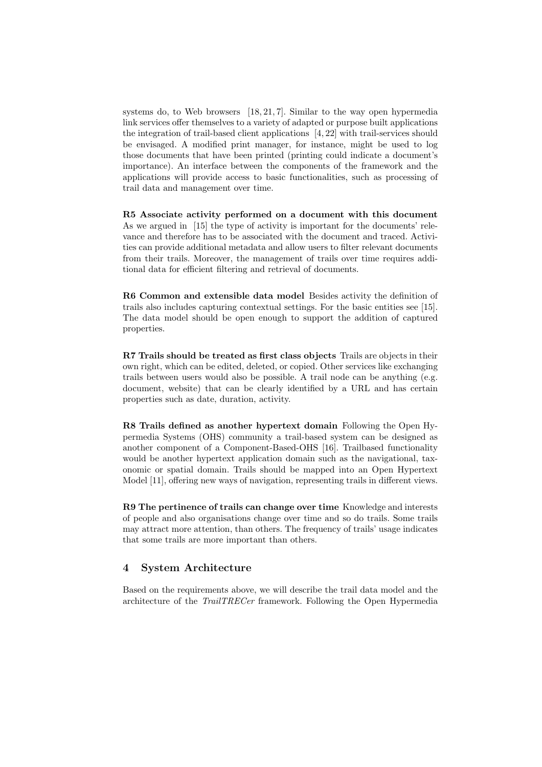systems do, to Web browsers [18, 21, 7]. Similar to the way open hypermedia link services offer themselves to a variety of adapted or purpose built applications the integration of trail-based client applications [4, 22] with trail-services should be envisaged. A modified print manager, for instance, might be used to log those documents that have been printed (printing could indicate a document's importance). An interface between the components of the framework and the applications will provide access to basic functionalities, such as processing of trail data and management over time.

**R5 Associate activity performed on a document with this document** As we argued in [15] the type of activity is important for the documents' relevance and therefore has to be associated with the document and traced. Activities can provide additional metadata and allow users to filter relevant documents from their trails. Moreover, the management of trails over time requires additional data for efficient filtering and retrieval of documents.

**R6 Common and extensible data model** Besides activity the definition of trails also includes capturing contextual settings. For the basic entities see [15]. The data model should be open enough to support the addition of captured properties.

**R7 Trails should be treated as first class objects** Trails are objects in their own right, which can be edited, deleted, or copied. Other services like exchanging trails between users would also be possible. A trail node can be anything (e.g. document, website) that can be clearly identified by a URL and has certain properties such as date, duration, activity.

**R8 Trails defined as another hypertext domain** Following the Open Hypermedia Systems (OHS) community a trail-based system can be designed as another component of a Component-Based-OHS [16]. Trailbased functionality would be another hypertext application domain such as the navigational, taxonomic or spatial domain. Trails should be mapped into an Open Hypertext Model [11], offering new ways of navigation, representing trails in different views.

**R9 The pertinence of trails can change over time** Knowledge and interests of people and also organisations change over time and so do trails. Some trails may attract more attention, than others. The frequency of trails' usage indicates that some trails are more important than others.

## 4 System Architecture

Based on the requirements above, we will describe the trail data model and the architecture of the *TrailTRECer* framework. Following the Open Hypermedia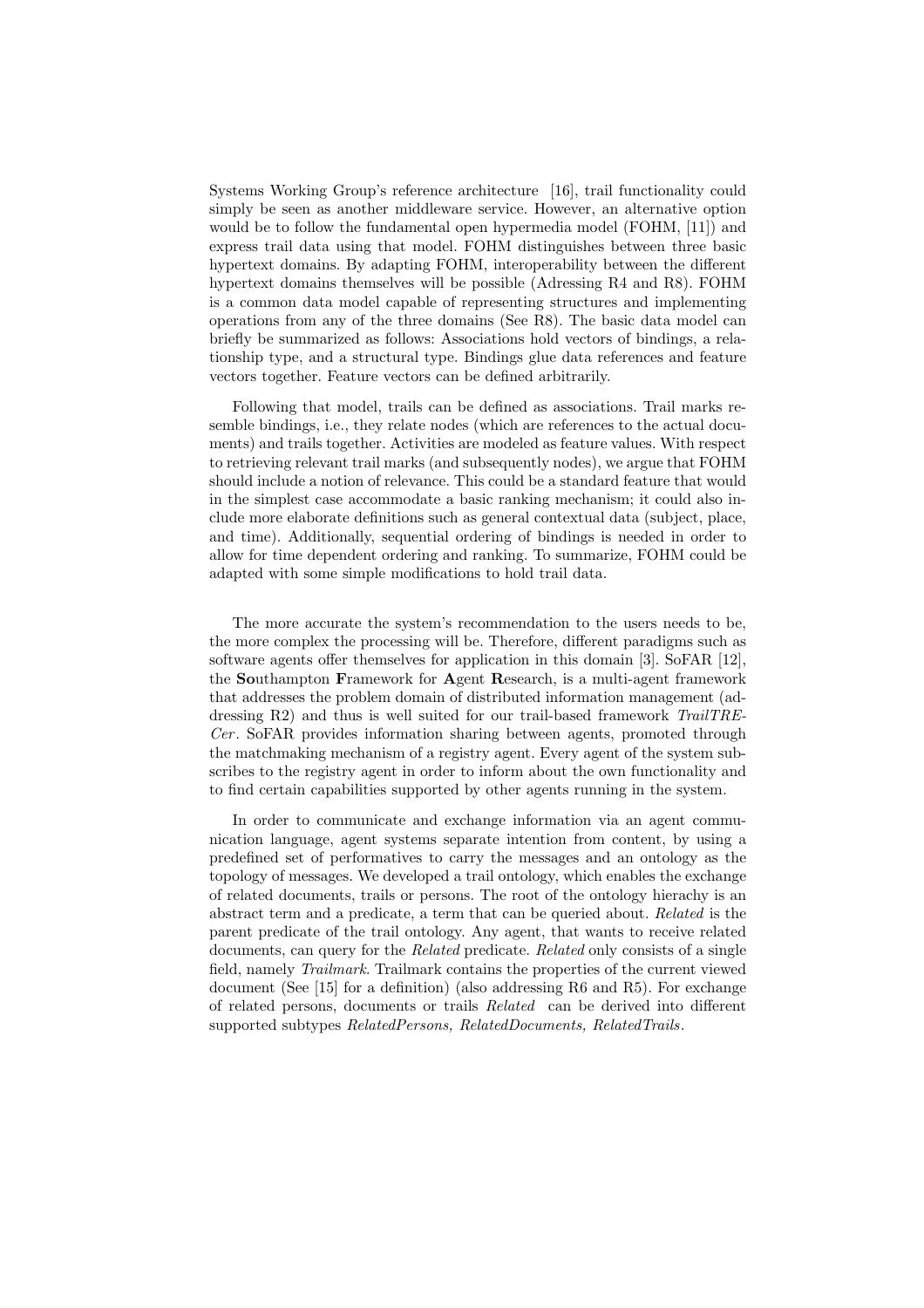Systems Working Group's reference architecture [16], trail functionality could simply be seen as another middleware service. However, an alternative option would be to follow the fundamental open hypermedia model (FOHM, [11]) and express trail data using that model. FOHM distinguishes between three basic hypertext domains. By adapting FOHM, interoperability between the different hypertext domains themselves will be possible (Adressing R4 and R8). FOHM is a common data model capable of representing structures and implementing operations from any of the three domains (See R8). The basic data model can briefly be summarized as follows: Associations hold vectors of bindings, a relationship type, and a structural type. Bindings glue data references and feature vectors together. Feature vectors can be defined arbitrarily.

Following that model, trails can be defined as associations. Trail marks resemble bindings, i.e., they relate nodes (which are references to the actual documents) and trails together. Activities are modeled as feature values. With respect to retrieving relevant trail marks (and subsequently nodes), we argue that FOHM should include a notion of relevance. This could be a standard feature that would in the simplest case accommodate a basic ranking mechanism; it could also include more elaborate definitions such as general contextual data (subject, place, and time). Additionally, sequential ordering of bindings is needed in order to allow for time dependent ordering and ranking. To summarize, FOHM could be adapted with some simple modifications to hold trail data.

The more accurate the system's recommendation to the users needs to be, the more complex the processing will be. Therefore, different paradigms such as software agents offer themselves for application in this domain [3]. SoFAR [12], the **So**uthampton **F**ramework for **A**gent **R**esearch, is a multi-agent framework that addresses the problem domain of distributed information management (addressing R2) and thus is well suited for our trail-based framework *TrailTRECer*. SoFAR provides information sharing between agents, promoted through the matchmaking mechanism of a registry agent. Every agent of the system subscribes to the registry agent in order to inform about the own functionality and to find certain capabilities supported by other agents running in the system.

In order to communicate and exchange information via an agent communication language, agent systems separate intention from content, by using a predefined set of performatives to carry the messages and an ontology as the topology of messages. We developed a trail ontology, which enables the exchange of related documents, trails or persons. The root of the ontology hierachy is an abstract term and a predicate, a term that can be queried about. *Related* is the parent predicate of the trail ontology. Any agent, that wants to receive related documents, can query for the *Related* predicate. *Related* only consists of a single field, namely *Trailmark*. Trailmark contains the properties of the current viewed document (See [15] for a definition) (also addressing R6 and R5). For exchange of related persons, documents or trails *Related* can be derived into different supported subtypes *RelatedPersons, RelatedDocuments, RelatedTrails*.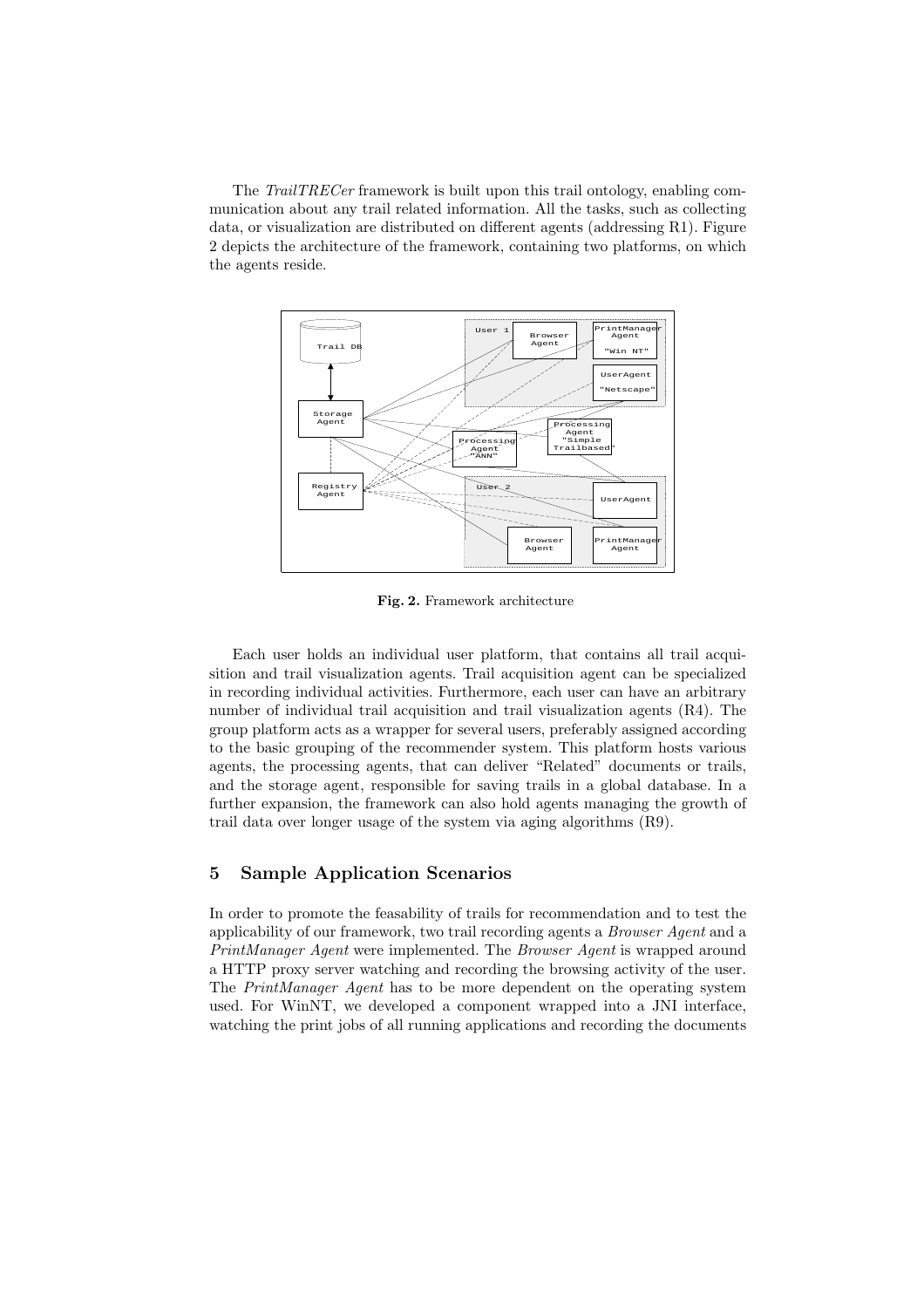The *TrailTRECer* framework is built upon this trail ontology, enabling communication about any trail related information. All the tasks, such as collecting data, or visualization are distributed on different agents (addressing R1). Figure 2 depicts the architecture of the framework, containing two platforms, on which the agents reside.

**Fig. 2.** Framework architecture

Each user holds an individual user platform, that contains all trail acquisition and trail visualization agents. Trail acquisition agent can be specialized in recording individual activities. Furthermore, each user can have an arbitrary number of individual trail acquisition and trail visualization agents (R4). The group platform acts as a wrapper for several users, preferably assigned according to the basic grouping of the recommender system. This platform hosts various agents, the processing agents, that can deliver "Related" documents or trails, and the storage agent, responsible for saving trails in a global database. In a further expansion, the framework can also hold agents managing the growth of trail data over longer usage of the system via aging algorithms (R9).

## 5 Sample Application Scenarios

In order to promote the feasability of trails for recommendation and to test the applicability of our framework, two trail recording agents a *Browser Agent* and a *PrintManager Agent* were implemented. The *Browser Agent* is wrapped around a HTTP proxy server watching and recording the browsing activity of the user. The *PrintManager Agent* has to be more dependent on the operating system used. For WinNT, we developed a component wrapped into a JNI interface, watching the print jobs of all running applications and recording the documents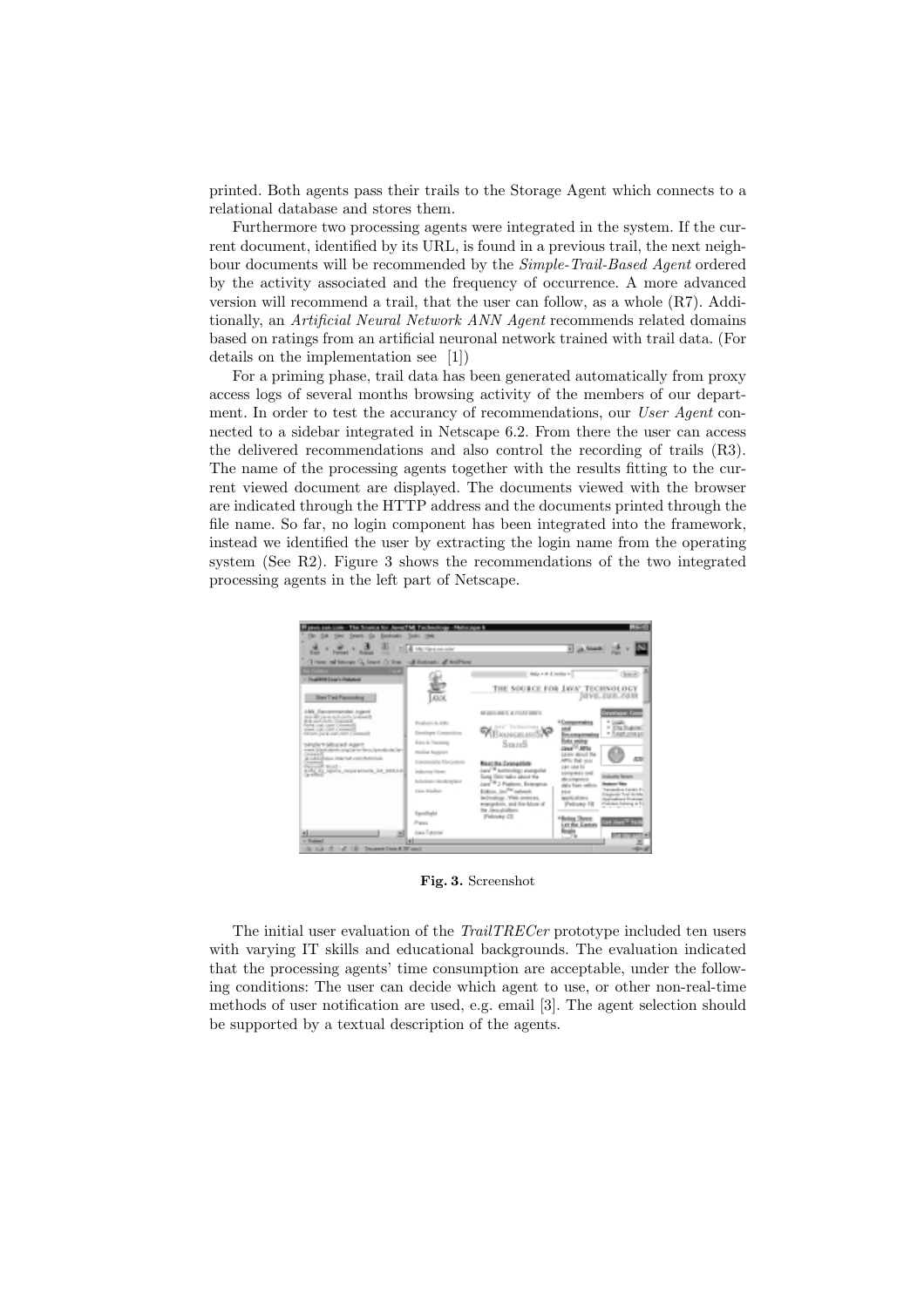printed. Both agents pass their trails to the Storage Agent which connects to a relational database and stores them.

Furthermore two processing agents were integrated in the system. If the current document, identified by its URL, is found in a previous trail, the next neighbour documents will be recommended by the *Simple-Trail-Based Agent* ordered by the activity associated and the frequency of occurrence. A more advanced version will recommend a trail, that the user can follow, as a whole (R7). Additionally, an *Artificial Neural Network ANN Agent* recommends related domains based on ratings from an artificial neuronal network trained with trail data. (For details on the implementation see [1])

For a priming phase, trail data has been generated automatically from proxy access logs of several months browsing activity of the members of our department. In order to test the accurancy of recommendations, our *User Agent* connected to a sidebar integrated in Netscape 6.2. From there the user can access the delivered recommendations and also control the recording of trails (R3). The name of the processing agents together with the results fitting to the current viewed document are displayed. The documents viewed with the browser are indicated through the HTTP address and the documents printed through the file name. So far, no login component has been integrated into the framework, instead we identified the user by extracting the login name from the operating system (See R2). Figure 3 shows the recommendations of the two integrated processing agents in the left part of Netscape.

**Fig. 3.** Screenshot

The initial user evaluation of the *TrailTRECer* prototype included ten users with varying IT skills and educational backgrounds. The evaluation indicated that the processing agents' time consumption are acceptable, under the following conditions: The user can decide which agent to use, or other non-real-time methods of user notification are used, e.g. email [3]. The agent selection should be supported by a textual description of the agents.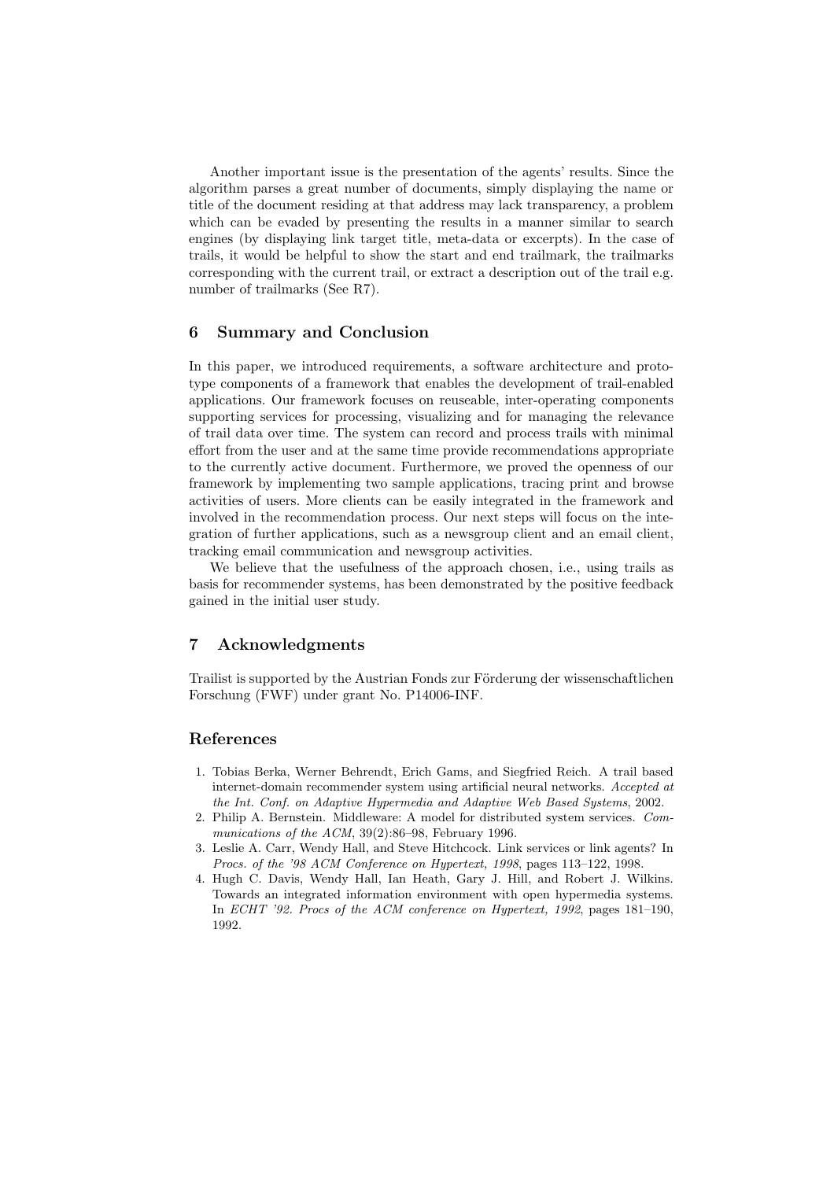Another important issue is the presentation of the agents' results. Since the algorithm parses a great number of documents, simply displaying the name or title of the document residing at that address may lack transparency, a problem which can be evaded by presenting the results in a manner similar to search engines (by displaying link target title, meta-data or excerpts). In the case of trails, it would be helpful to show the start and end trailmark, the trailmarks corresponding with the current trail, or extract a description out of the trail e.g. number of trailmarks (See R7).

## 6 Summary and Conclusion

In this paper, we introduced requirements, a software architecture and prototype components of a framework that enables the development of trail-enabled applications. Our framework focuses on reuseable, inter-operating components supporting services for processing, visualizing and for managing the relevance of trail data over time. The system can record and process trails with minimal effort from the user and at the same time provide recommendations appropriate to the currently active document. Furthermore, we proved the openness of our framework by implementing two sample applications, tracing print and browse activities of users. More clients can be easily integrated in the framework and involved in the recommendation process. Our next steps will focus on the integration of further applications, such as a newsgroup client and an email client, tracking email communication and newsgroup activities.

We believe that the usefulness of the approach chosen, i.e., using trails as basis for recommender systems, has been demonstrated by the positive feedback gained in the initial user study.

## 7 Acknowledgments

Trailist is supported by the Austrian Fonds zur Förderung der wissenschaftlichen Forschung (FWF) under grant No. P14006-INF.

## References

1. Tobias Berka, Werner Behrendt, Erich Gams, and Siegfried Reich. A trail based internet-domain recommender system using artificial neural networks. *Accepted at the Int. Conf. on Adaptive Hypermedia and Adaptive Web Based Systems*, 2002.
2. Philip A. Bernstein. Middleware: A model for distributed system services. *Communications of the ACM*, 39(2):86–98, February 1996.
3. Leslie A. Carr, Wendy Hall, and Steve Hitchcock. Link services or link agents? In *Procs. of the '98 ACM Conference on Hypertext, 1998*, pages 113–122, 1998.
4. Hugh C. Davis, Wendy Hall, Ian Heath, Gary J. Hill, and Robert J. Wilkins. Towards an integrated information environment with open hypermedia systems. In *ECHT '92. Procs of the ACM conference on Hypertext, 1992*, pages 181–190, 1992.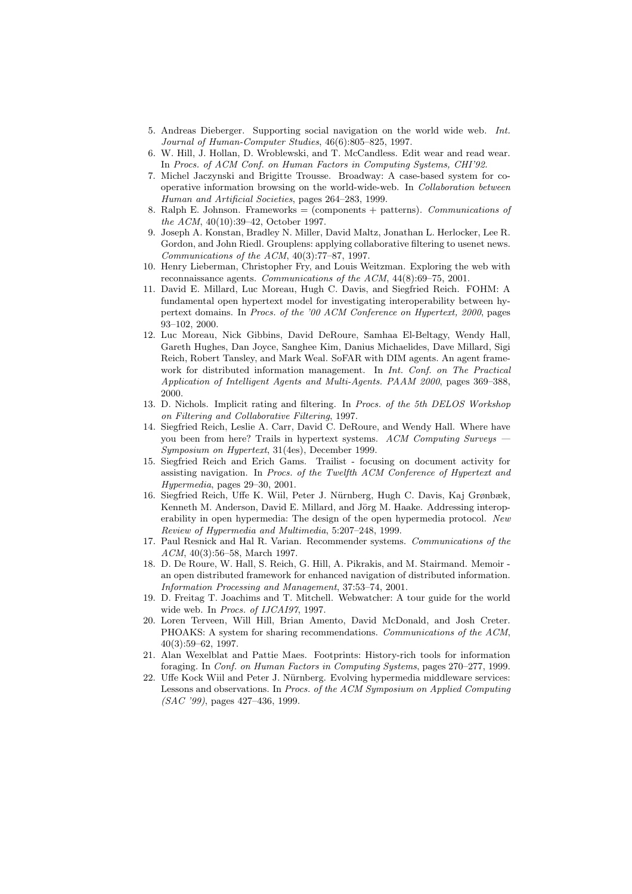5. Andreas Dieberger. Supporting social navigation on the world wide web. *Int. Journal of Human-Computer Studies*, 46(6):805–825, 1997.
6. W. Hill, J. Hollan, D. Wroblewski, and T. McCandless. Edit wear and read wear. In *Procs. of ACM Conf. on Human Factors in Computing Systems, CHI'92*.
7. Michel Jaczynski and Brigitte Trousse. Broadway: A case-based system for cooperative information browsing on the world-wide-web. In *Collaboration between Human and Artificial Societies*, pages 264–283, 1999.
8. Ralph E. Johnson. Frameworks = (components + patterns). *Communications of the ACM*, 40(10):39–42, October 1997.
9. Joseph A. Konstan, Bradley N. Miller, David Maltz, Jonathan L. Herlocker, Lee R. Gordon, and John Riedl. Grouplens: applying collaborative filtering to usenet news. *Communications of the ACM*, 40(3):77–87, 1997.
10. Henry Lieberman, Christopher Fry, and Louis Weitzman. Exploring the web with reconnaissance agents. *Communications of the ACM*, 44(8):69–75, 2001.
11. David E. Millard, Luc Moreau, Hugh C. Davis, and Siegfried Reich. FOHM: A fundamental open hypertext model for investigating interoperability between hypertext domains. In *Procs. of the '00 ACM Conference on Hypertext, 2000*, pages 93–102, 2000.
12. Luc Moreau, Nick Gibbins, David DeRoure, Samhaa El-Beltagy, Wendy Hall, Gareth Hughes, Dan Joyce, Sanghee Kim, Danius Michaelides, Dave Millard, Sigi Reich, Robert Tansley, and Mark Weal. SoFAR with DIM agents. An agent framework for distributed information management. In *Int. Conf. on The Practical Application of Intelligent Agents and Multi-Agents. PAAM 2000*, pages 369–388, 2000.
13. D. Nichols. Implicit rating and filtering. In *Procs. of the 5th DELOS Workshop on Filtering and Collaborative Filtering*, 1997.
14. Siegfried Reich, Leslie A. Carr, David C. DeRoure, and Wendy Hall. Where have you been from here? Trails in hypertext systems. *ACM Computing Surveys — Symposium on Hypertext*, 31(4es), December 1999.
15. Siegfried Reich and Erich Gams. Trailist - focusing on document activity for assisting navigation. In *Procs. of the Twelfth ACM Conference of Hypertext and Hypermedia*, pages 29–30, 2001.
16. Siegfried Reich, Uffe K. Wiil, Peter J. Nürnberg, Hugh C. Davis, Kaj Grønbæk, Kenneth M. Anderson, David E. Millard, and Jörg M. Haake. Addressing interoperability in open hypermedia: The design of the open hypermedia protocol. *New Review of Hypermedia and Multimedia*, 5:207–248, 1999.
17. Paul Resnick and Hal R. Varian. Recommender systems. *Communications of the ACM*, 40(3):56–58, March 1997.
18. D. De Roure, W. Hall, S. Reich, G. Hill, A. Pikrakis, and M. Stairmand. Memoir - an open distributed framework for enhanced navigation of distributed information. *Information Processing and Management*, 37:53–74, 2001.
19. D. Freitag T. Joachims and T. Mitchell. Webwatcher: A tour guide for the world wide web. In *Procs. of IJCAI97*, 1997.
20. Loren Terveen, Will Hill, Brian Amento, David McDonald, and Josh Creter. PHOAKS: A system for sharing recommendations. *Communications of the ACM*, 40(3):59–62, 1997.
21. Alan Wexelblat and Pattie Maes. Footprints: History-rich tools for information foraging. In *Conf. on Human Factors in Computing Systems*, pages 270–277, 1999.
22. Uffe Kock Wiil and Peter J. Nürnberg. Evolving hypermedia middleware services: Lessons and observations. In *Procs. of the ACM Symposium on Applied Computing (SAC '99)*, pages 427–436, 1999.